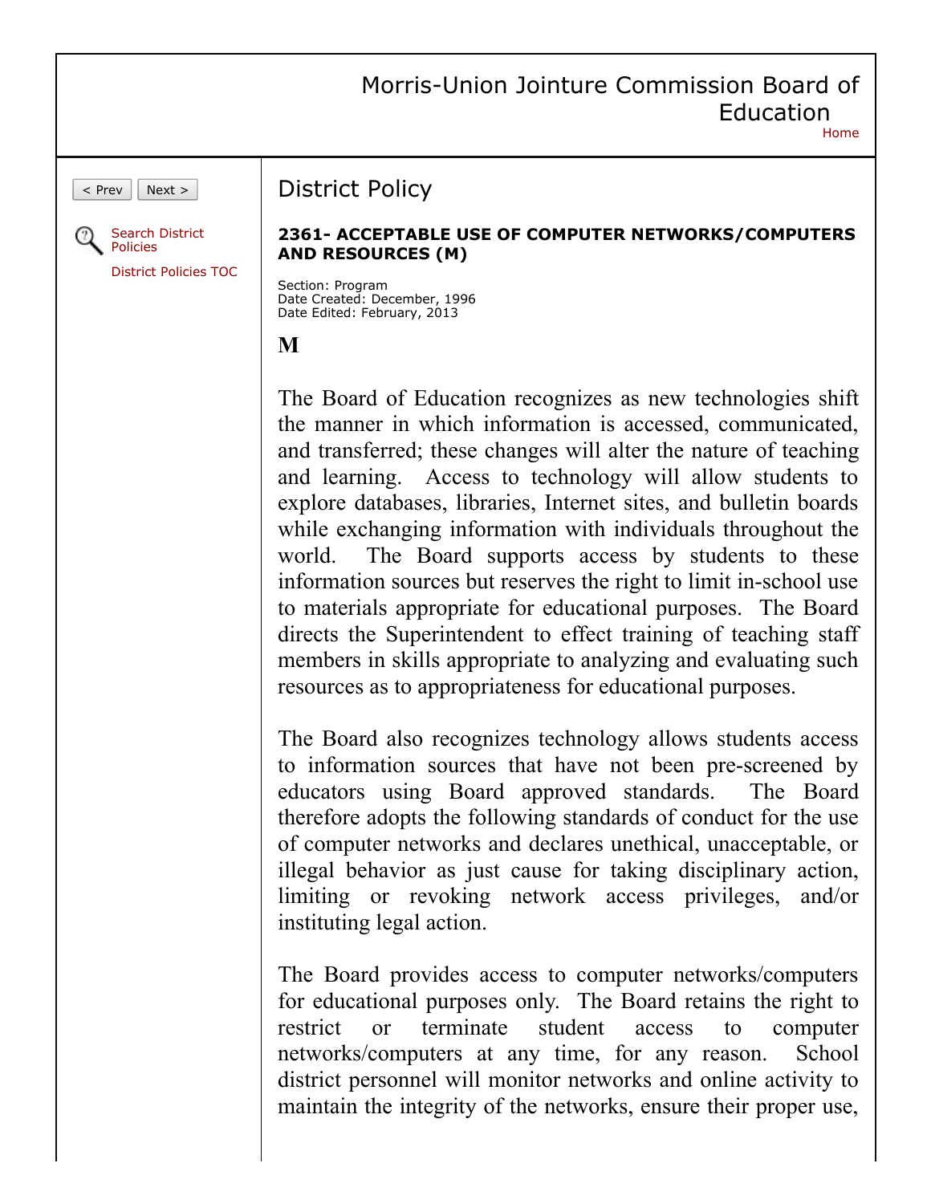# Morris-Union Jointure Commission Board of Education

Home

< Prev Next >

Search District Policies

District Policies TOC

## District Policy

### 2361- ACCEPTABLE USE OF COMPUTER NETWORKS/COMPUTERS AND RESOURCES (M)

Section: Program
Date Created: December, 1996
Date Edited: February, 2013

**M**

The Board of Education recognizes as new technologies shift the manner in which information is accessed, communicated, and transferred; these changes will alter the nature of teaching and learning. Access to technology will allow students to explore databases, libraries, Internet sites, and bulletin boards while exchanging information with individuals throughout the world. The Board supports access by students to these information sources but reserves the right to limit in-school use to materials appropriate for educational purposes. The Board directs the Superintendent to effect training of teaching staff members in skills appropriate to analyzing and evaluating such resources as to appropriateness for educational purposes.

The Board also recognizes technology allows students access to information sources that have not been pre-screened by educators using Board approved standards. The Board therefore adopts the following standards of conduct for the use of computer networks and declares unethical, unacceptable, or illegal behavior as just cause for taking disciplinary action, limiting or revoking network access privileges, and/or instituting legal action.

The Board provides access to computer networks/computers for educational purposes only. The Board retains the right to restrict or terminate student access to computer networks/computers at any time, for any reason. School district personnel will monitor networks and online activity to maintain the integrity of the networks, ensure their proper use,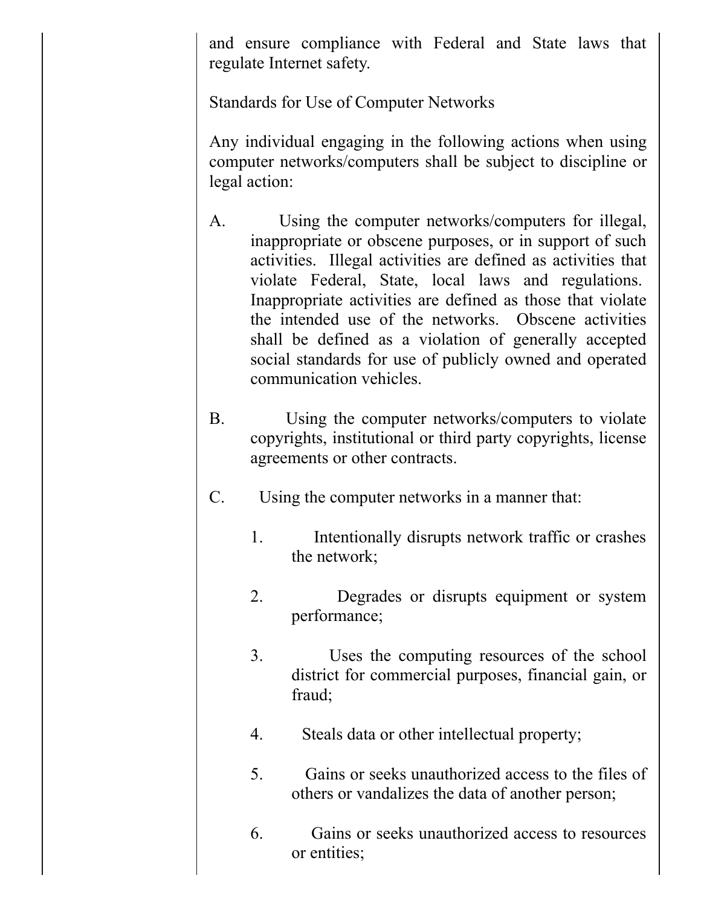and ensure compliance with Federal and State laws that regulate Internet safety.

Standards for Use of Computer Networks

Any individual engaging in the following actions when using computer networks/computers shall be subject to discipline or legal action:

A. Using the computer networks/computers for illegal, inappropriate or obscene purposes, or in support of such activities. Illegal activities are defined as activities that violate Federal, State, local laws and regulations. Inappropriate activities are defined as those that violate the intended use of the networks. Obscene activities shall be defined as a violation of generally accepted social standards for use of publicly owned and operated communication vehicles.

B. Using the computer networks/computers to violate copyrights, institutional or third party copyrights, license agreements or other contracts.

C. Using the computer networks in a manner that:

   1. Intentionally disrupts network traffic or crashes the network;

   2. Degrades or disrupts equipment or system performance;

   3. Uses the computing resources of the school district for commercial purposes, financial gain, or fraud;

   4. Steals data or other intellectual property;

   5. Gains or seeks unauthorized access to the files of others or vandalizes the data of another person;

   6. Gains or seeks unauthorized access to resources or entities;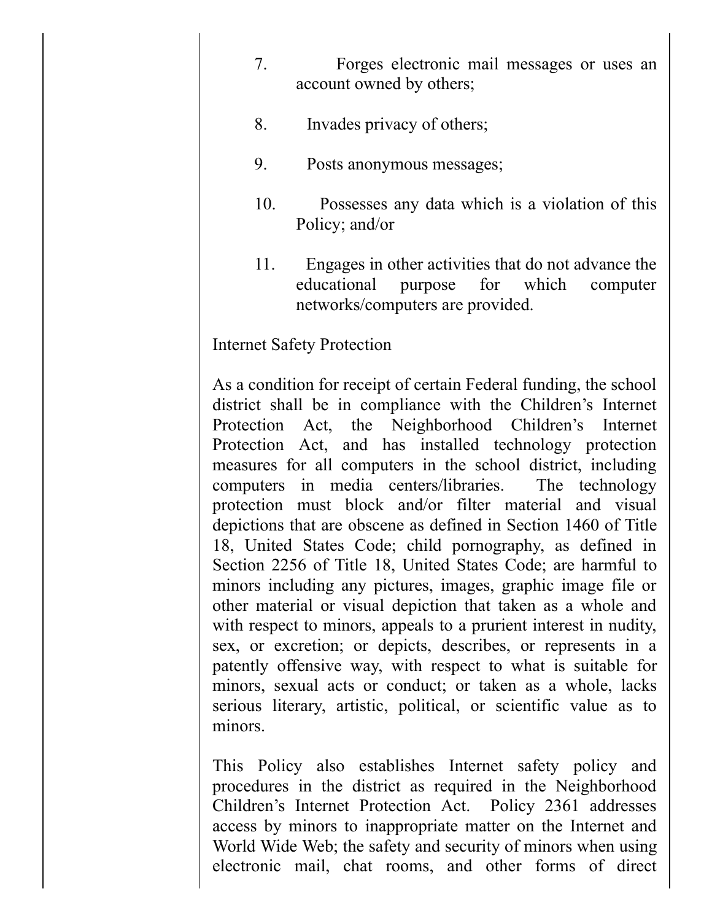7. Forges electronic mail messages or uses an account owned by others;

8. Invades privacy of others;

9. Posts anonymous messages;

10. Possesses any data which is a violation of this Policy; and/or

11. Engages in other activities that do not advance the educational purpose for which computer networks/computers are provided.

Internet Safety Protection

As a condition for receipt of certain Federal funding, the school district shall be in compliance with the Children's Internet Protection Act, the Neighborhood Children's Internet Protection Act, and has installed technology protection measures for all computers in the school district, including computers in media centers/libraries. The technology protection must block and/or filter material and visual depictions that are obscene as defined in Section 1460 of Title 18, United States Code; child pornography, as defined in Section 2256 of Title 18, United States Code; are harmful to minors including any pictures, images, graphic image file or other material or visual depiction that taken as a whole and with respect to minors, appeals to a prurient interest in nudity, sex, or excretion; or depicts, describes, or represents in a patently offensive way, with respect to what is suitable for minors, sexual acts or conduct; or taken as a whole, lacks serious literary, artistic, political, or scientific value as to minors.

This Policy also establishes Internet safety policy and procedures in the district as required in the Neighborhood Children's Internet Protection Act. Policy 2361 addresses access by minors to inappropriate matter on the Internet and World Wide Web; the safety and security of minors when using electronic mail, chat rooms, and other forms of direct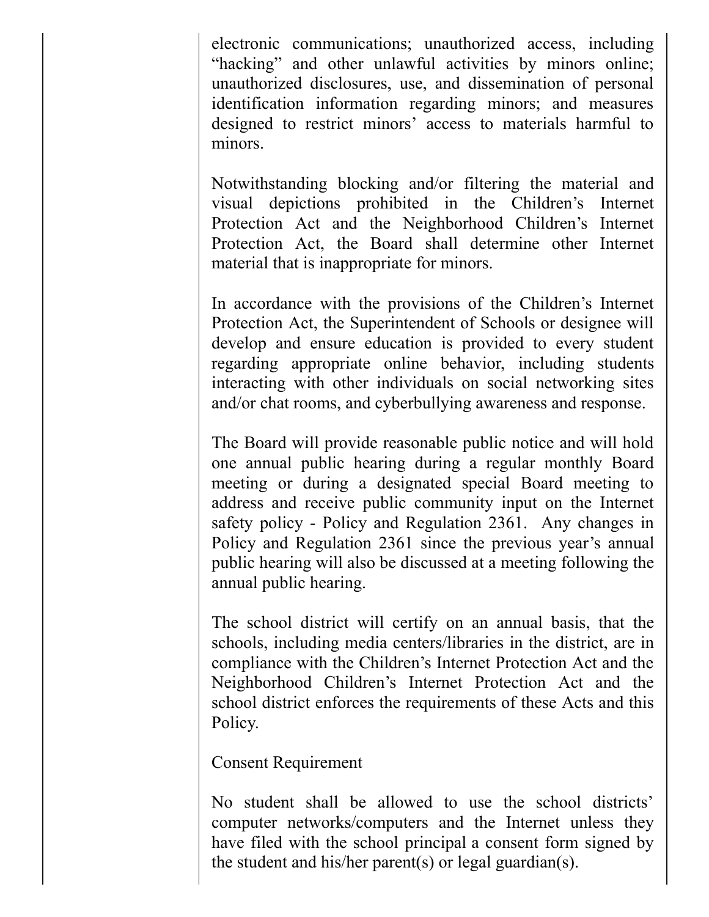electronic communications; unauthorized access, including "hacking" and other unlawful activities by minors online; unauthorized disclosures, use, and dissemination of personal identification information regarding minors; and measures designed to restrict minors' access to materials harmful to minors.

Notwithstanding blocking and/or filtering the material and visual depictions prohibited in the Children's Internet Protection Act and the Neighborhood Children's Internet Protection Act, the Board shall determine other Internet material that is inappropriate for minors.

In accordance with the provisions of the Children's Internet Protection Act, the Superintendent of Schools or designee will develop and ensure education is provided to every student regarding appropriate online behavior, including students interacting with other individuals on social networking sites and/or chat rooms, and cyberbullying awareness and response.

The Board will provide reasonable public notice and will hold one annual public hearing during a regular monthly Board meeting or during a designated special Board meeting to address and receive public community input on the Internet safety policy - Policy and Regulation 2361. Any changes in Policy and Regulation 2361 since the previous year's annual public hearing will also be discussed at a meeting following the annual public hearing.

The school district will certify on an annual basis, that the schools, including media centers/libraries in the district, are in compliance with the Children's Internet Protection Act and the Neighborhood Children's Internet Protection Act and the school district enforces the requirements of these Acts and this Policy.

Consent Requirement

No student shall be allowed to use the school districts' computer networks/computers and the Internet unless they have filed with the school principal a consent form signed by the student and his/her parent(s) or legal guardian(s).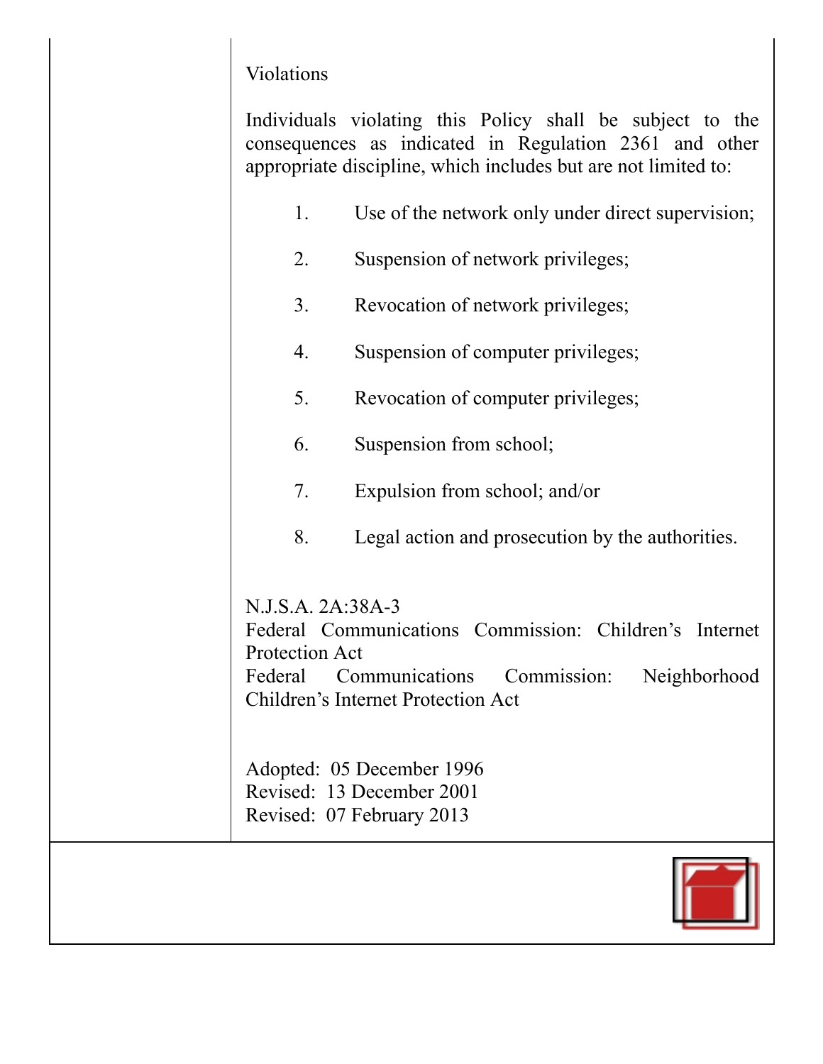Violations

Individuals violating this Policy shall be subject to the consequences as indicated in Regulation 2361 and other appropriate discipline, which includes but are not limited to:

1. Use of the network only under direct supervision;
2. Suspension of network privileges;
3. Revocation of network privileges;
4. Suspension of computer privileges;
5. Revocation of computer privileges;
6. Suspension from school;
7. Expulsion from school; and/or
8. Legal action and prosecution by the authorities.

N.J.S.A. 2A:38A-3
Federal Communications Commission: Children's Internet Protection Act
Federal Communications Commission: Neighborhood Children's Internet Protection Act

Adopted: 05 December 1996
Revised: 13 December 2001
Revised: 07 February 2013